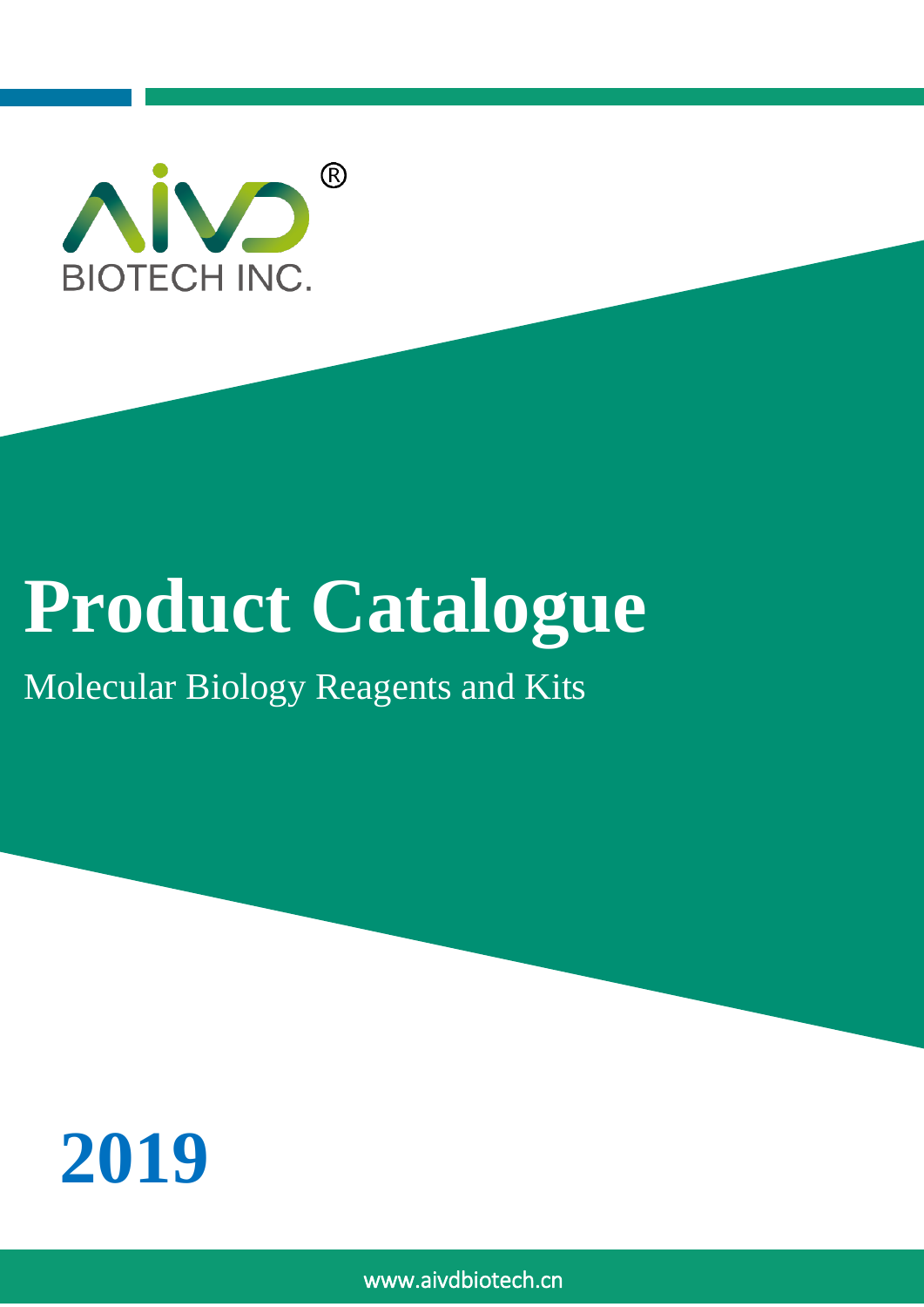AIVD®

BIOTECH INC.

# Product Catalogue

Molecular Biology Reagents and Kits

## 2019

www.aivdbiotech.cn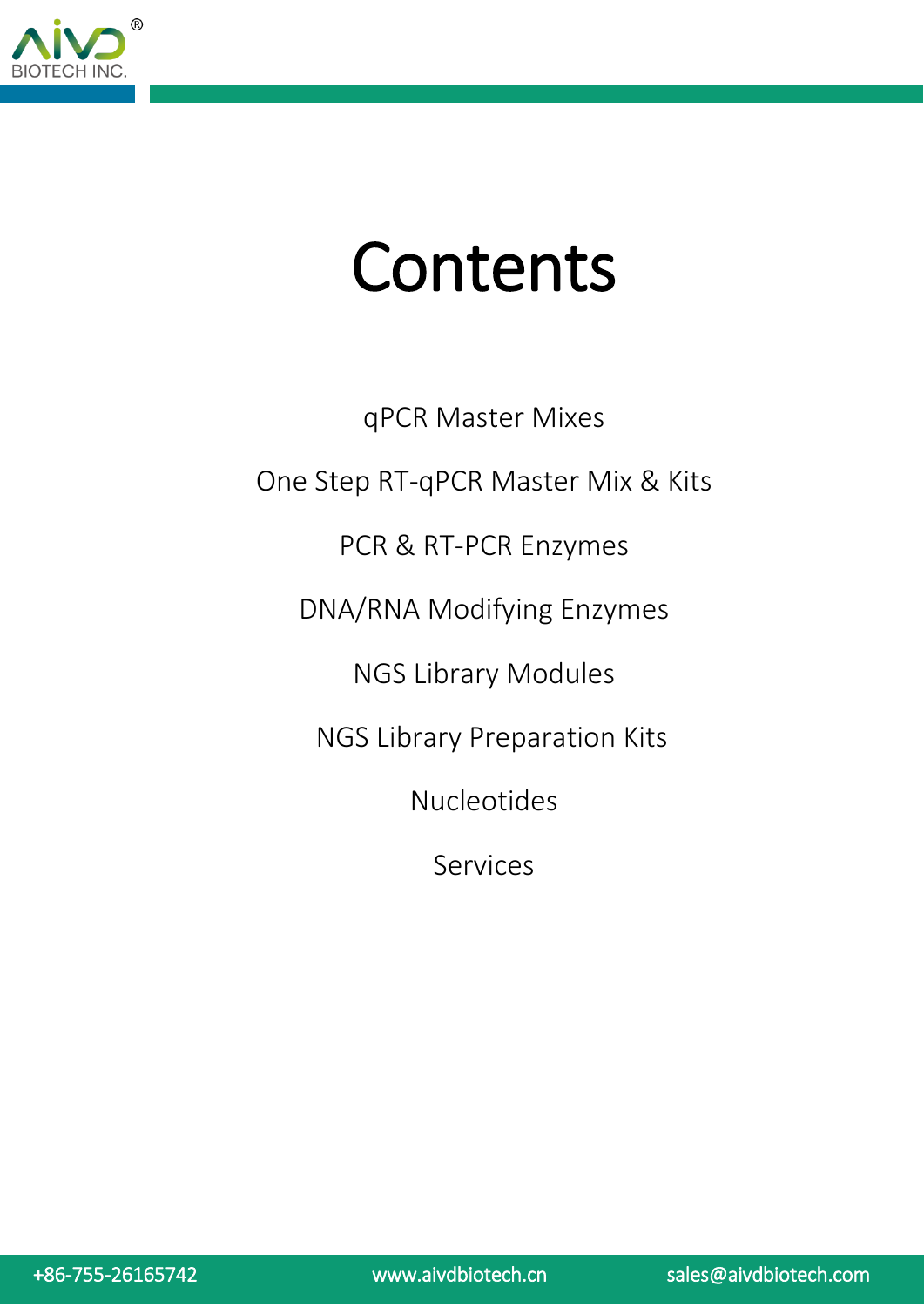# Contents

qPCR Master Mixes

One Step RT-qPCR Master Mix & Kits

PCR & RT-PCR Enzymes

DNA/RNA Modifying Enzymes

NGS Library Modules

NGS Library Preparation Kits

Nucleotides

Services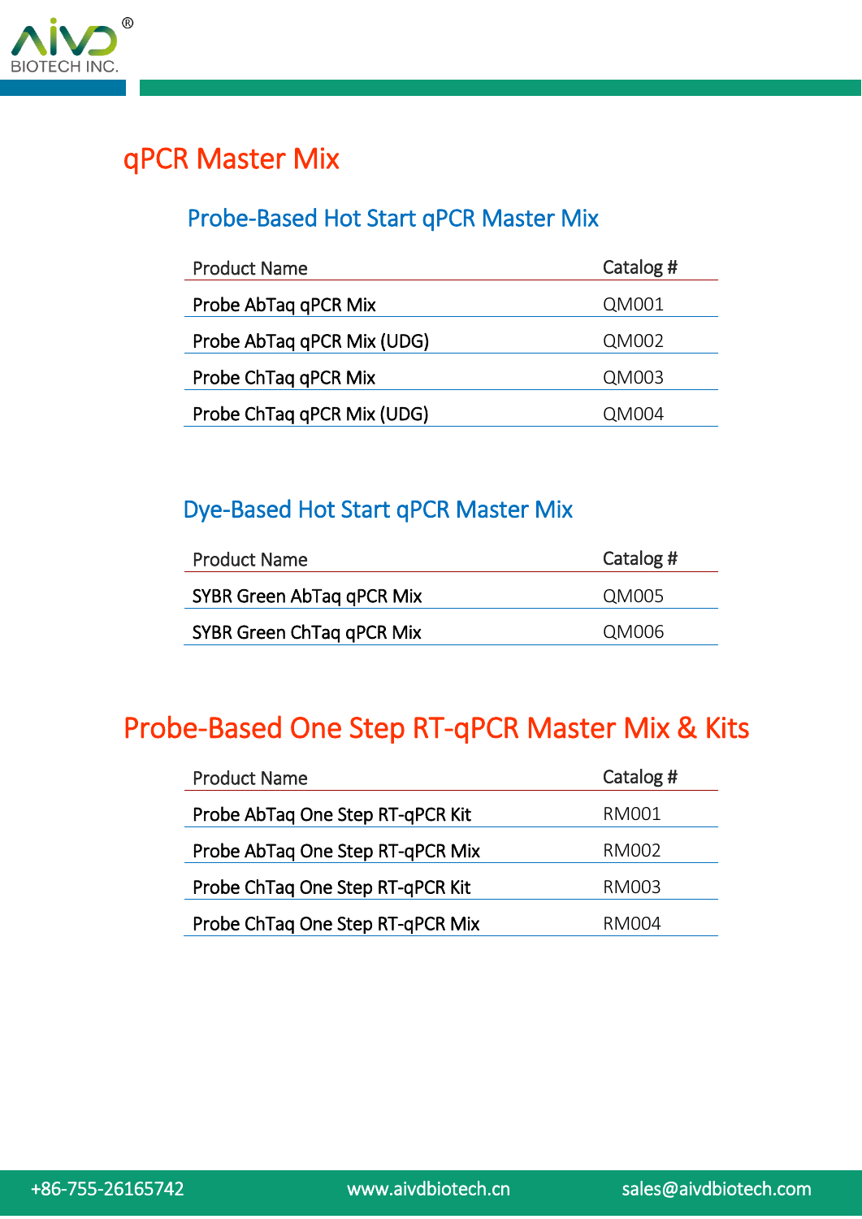# qPCR Master Mix

## Probe-Based Hot Start qPCR Master Mix

| Product Name | Catalog # |
|---|---|
| Probe AbTaq qPCR Mix | QM001 |
| Probe AbTaq qPCR Mix (UDG) | QM002 |
| Probe ChTaq qPCR Mix | QM003 |
| Probe ChTaq qPCR Mix (UDG) | QM004 |

## Dye-Based Hot Start qPCR Master Mix

| Product Name | Catalog # |
|---|---|
| SYBR Green AbTaq qPCR Mix | QM005 |
| SYBR Green ChTaq qPCR Mix | QM006 |

# Probe-Based One Step RT-qPCR Master Mix & Kits

| Product Name | Catalog # |
|---|---|
| Probe AbTaq One Step RT-qPCR Kit | RM001 |
| Probe AbTaq One Step RT-qPCR Mix | RM002 |
| Probe ChTaq One Step RT-qPCR Kit | RM003 |
| Probe ChTaq One Step RT-qPCR Mix | RM004 |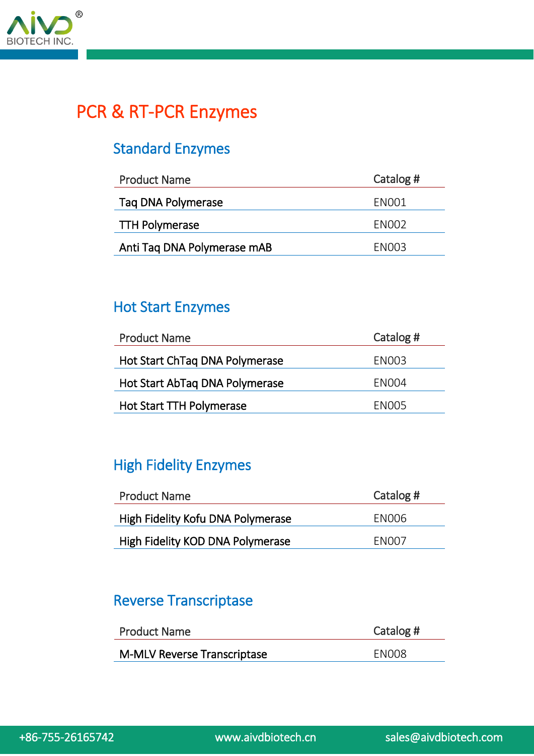# PCR & RT-PCR Enzymes

## Standard Enzymes

| Product Name | Catalog # |
|---|---|
| Taq DNA Polymerase | EN001 |
| TTH Polymerase | EN002 |
| Anti Taq DNA Polymerase mAB | EN003 |

## Hot Start Enzymes

| Product Name | Catalog # |
|---|---|
| Hot Start ChTaq DNA Polymerase | EN003 |
| Hot Start AbTaq DNA Polymerase | EN004 |
| Hot Start TTH Polymerase | EN005 |

## High Fidelity Enzymes

| Product Name | Catalog # |
|---|---|
| High Fidelity Kofu DNA Polymerase | EN006 |
| High Fidelity KOD DNA Polymerase | EN007 |

## Reverse Transcriptase

| Product Name | Catalog # |
|---|---|
| M-MLV Reverse Transcriptase | EN008 |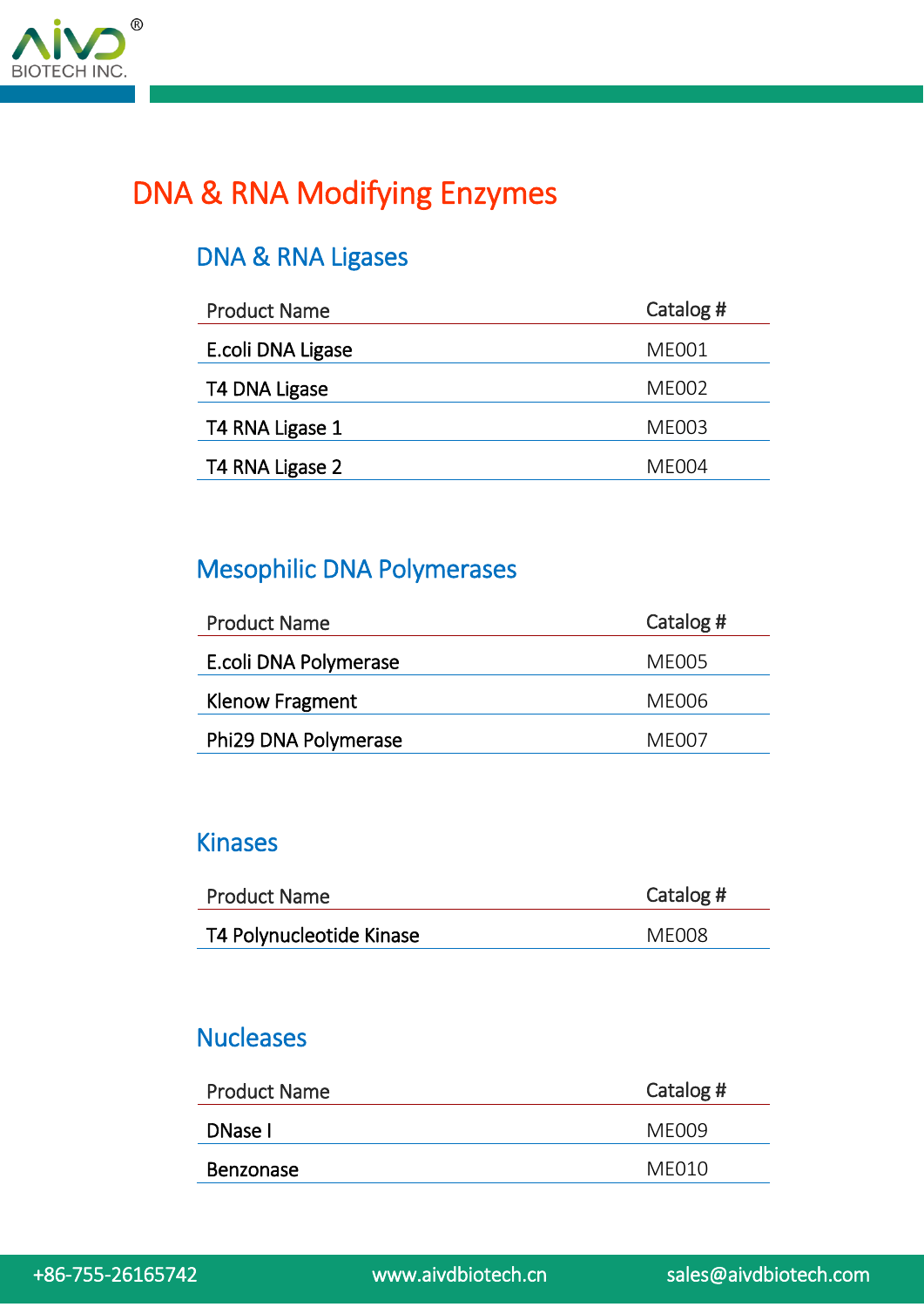# DNA & RNA Modifying Enzymes

## DNA & RNA Ligases

| Product Name | Catalog # |
|---|---|
| E.coli DNA Ligase | ME001 |
| T4 DNA Ligase | ME002 |
| T4 RNA Ligase 1 | ME003 |
| T4 RNA Ligase 2 | ME004 |

## Mesophilic DNA Polymerases

| Product Name | Catalog # |
|---|---|
| E.coli DNA Polymerase | ME005 |
| Klenow Fragment | ME006 |
| Phi29 DNA Polymerase | ME007 |

## Kinases

| Product Name | Catalog # |
|---|---|
| T4 Polynucleotide Kinase | ME008 |

## Nucleases

| Product Name | Catalog # |
|---|---|
| DNase I | ME009 |
| Benzonase | ME010 |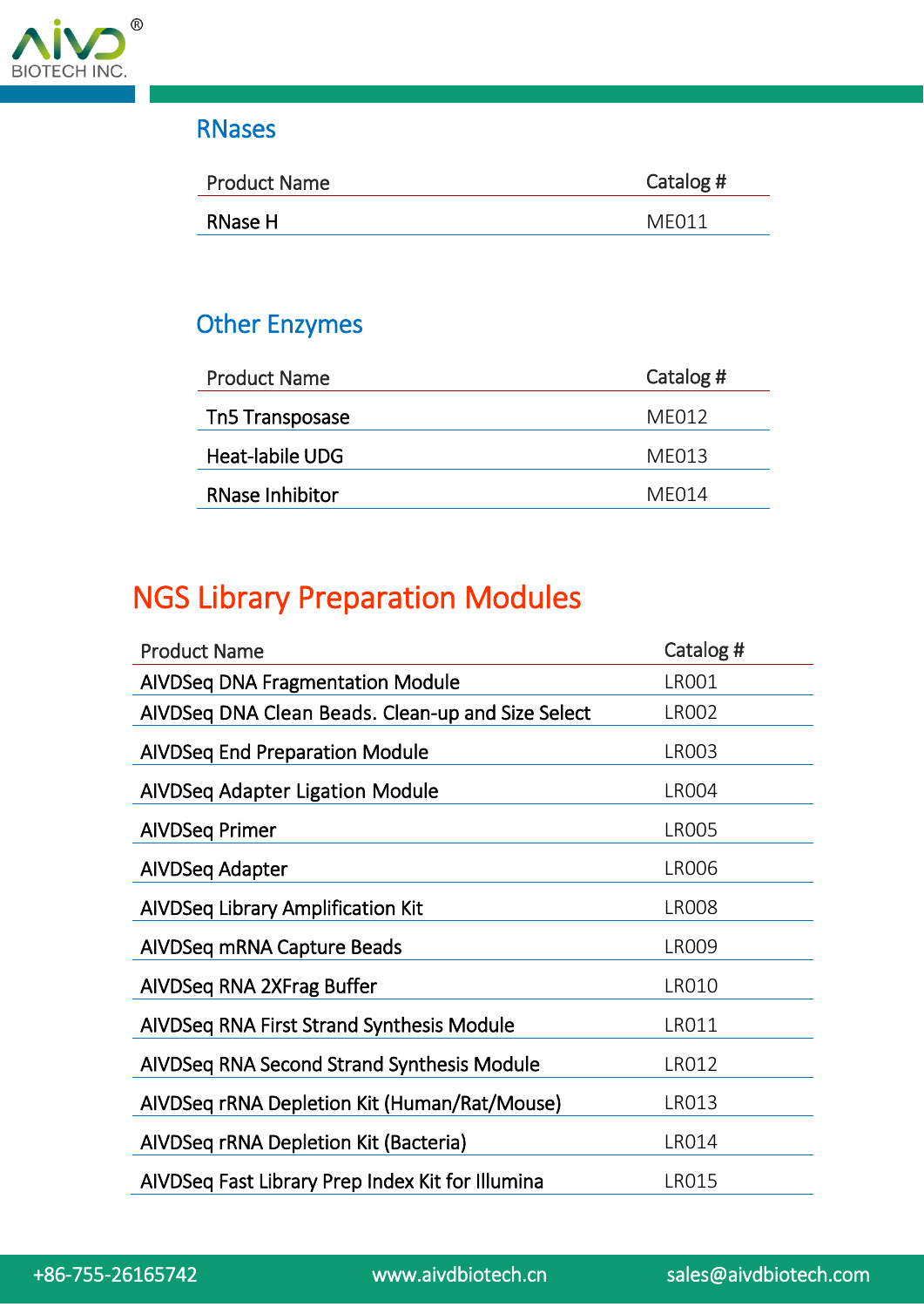## RNases

| Product Name | Catalog # |
|---|---|
| RNase H | ME011 |

## Other Enzymes

| Product Name | Catalog # |
|---|---|
| Tn5 Transposase | ME012 |
| Heat-labile UDG | ME013 |
| RNase Inhibitor | ME014 |

# NGS Library Preparation Modules

| Product Name | Catalog # |
|---|---|
| AIVDSeq DNA Fragmentation Module | LR001 |
| AIVDSeq DNA Clean Beads. Clean-up and Size Select | LR002 |
| AIVDSeq End Preparation Module | LR003 |
| AIVDSeq Adapter Ligation Module | LR004 |
| AIVDSeq Primer | LR005 |
| AIVDSeq Adapter | LR006 |
| AIVDSeq Library Amplification Kit | LR008 |
| AIVDSeq mRNA Capture Beads | LR009 |
| AIVDSeq RNA 2XFrag Buffer | LR010 |
| AIVDSeq RNA First Strand Synthesis Module | LR011 |
| AIVDSeq RNA Second Strand Synthesis Module | LR012 |
| AIVDSeq rRNA Depletion Kit (Human/Rat/Mouse) | LR013 |
| AIVDSeq rRNA Depletion Kit (Bacteria) | LR014 |
| AIVDSeq Fast Library Prep Index Kit for Illumina | LR015 |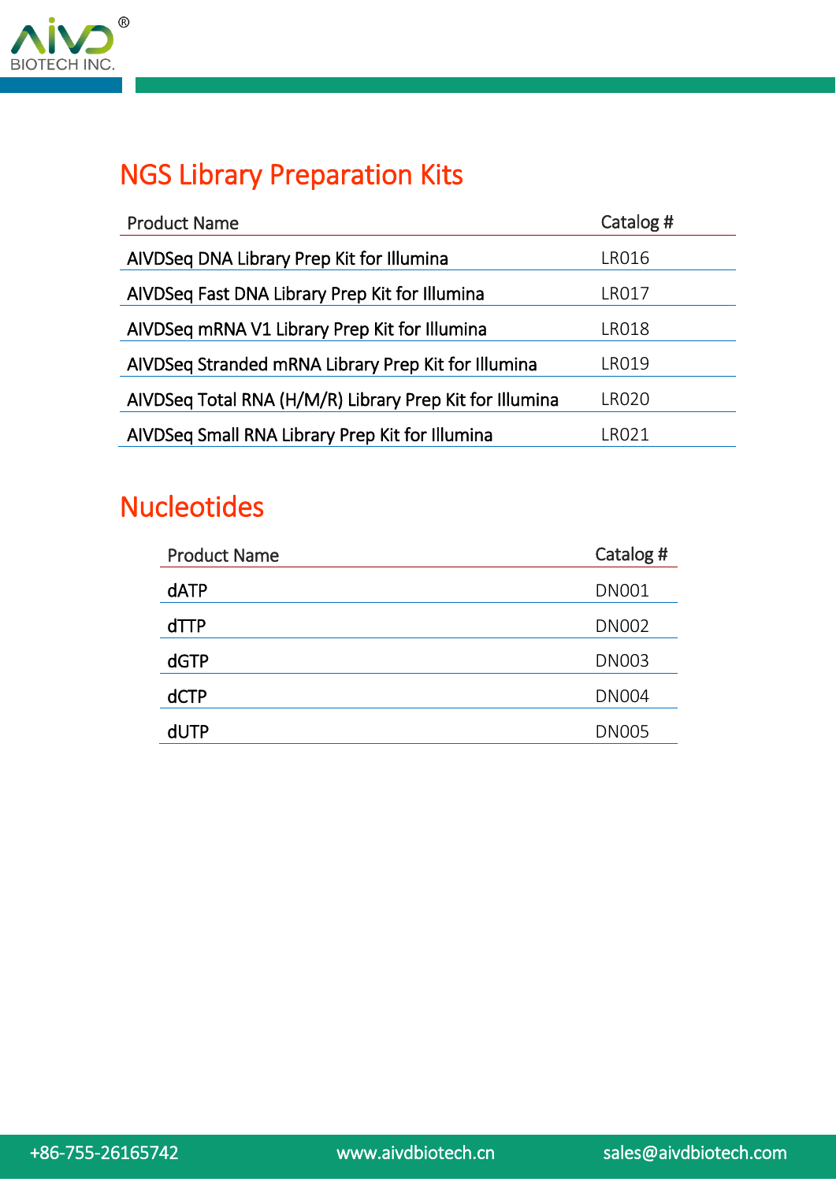## NGS Library Preparation Kits

| Product Name | Catalog # |
|---|---|
| AIVDSeq DNA Library Prep Kit for Illumina | LR016 |
| AIVDSeq Fast DNA Library Prep Kit for Illumina | LR017 |
| AIVDSeq mRNA V1 Library Prep Kit for Illumina | LR018 |
| AIVDSeq Stranded mRNA Library Prep Kit for Illumina | LR019 |
| AIVDSeq Total RNA (H/M/R) Library Prep Kit for Illumina | LR020 |
| AIVDSeq Small RNA Library Prep Kit for Illumina | LR021 |

## Nucleotides

| Product Name | Catalog # |
|---|---|
| dATP | DN001 |
| dTTP | DN002 |
| dGTP | DN003 |
| dCTP | DN004 |
| dUTP | DN005 |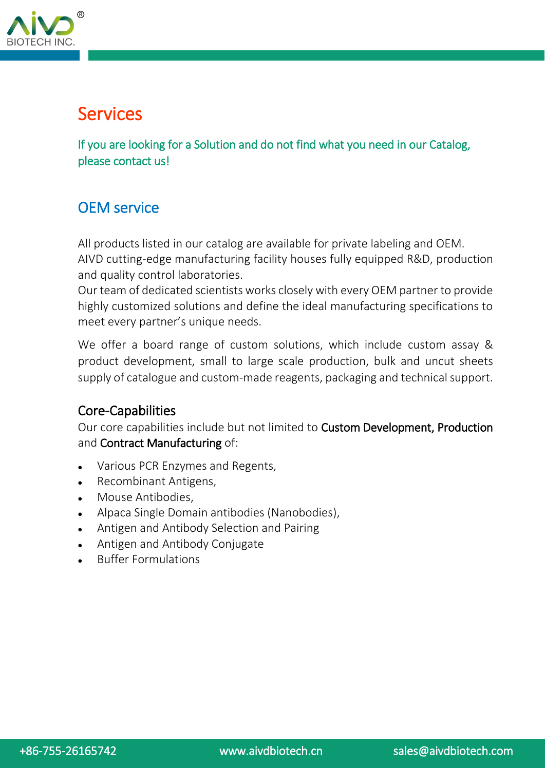# Services

If you are looking for a Solution and do not find what you need in our Catalog, please contact us!

## OEM service

All products listed in our catalog are available for private labeling and OEM.
AIVD cutting-edge manufacturing facility houses fully equipped R&D, production and quality control laboratories.
Our team of dedicated scientists works closely with every OEM partner to provide highly customized solutions and define the ideal manufacturing specifications to meet every partner's unique needs.

We offer a board range of custom solutions, which include custom assay & product development, small to large scale production, bulk and uncut sheets supply of catalogue and custom-made reagents, packaging and technical support.

### Core-Capabilities

Our core capabilities include but not limited to **Custom Development, Production** and **Contract Manufacturing** of:

- Various PCR Enzymes and Regents,
- Recombinant Antigens,
- Mouse Antibodies,
- Alpaca Single Domain antibodies (Nanobodies),
- Antigen and Antibody Selection and Pairing
- Antigen and Antibody Conjugate
- Buffer Formulations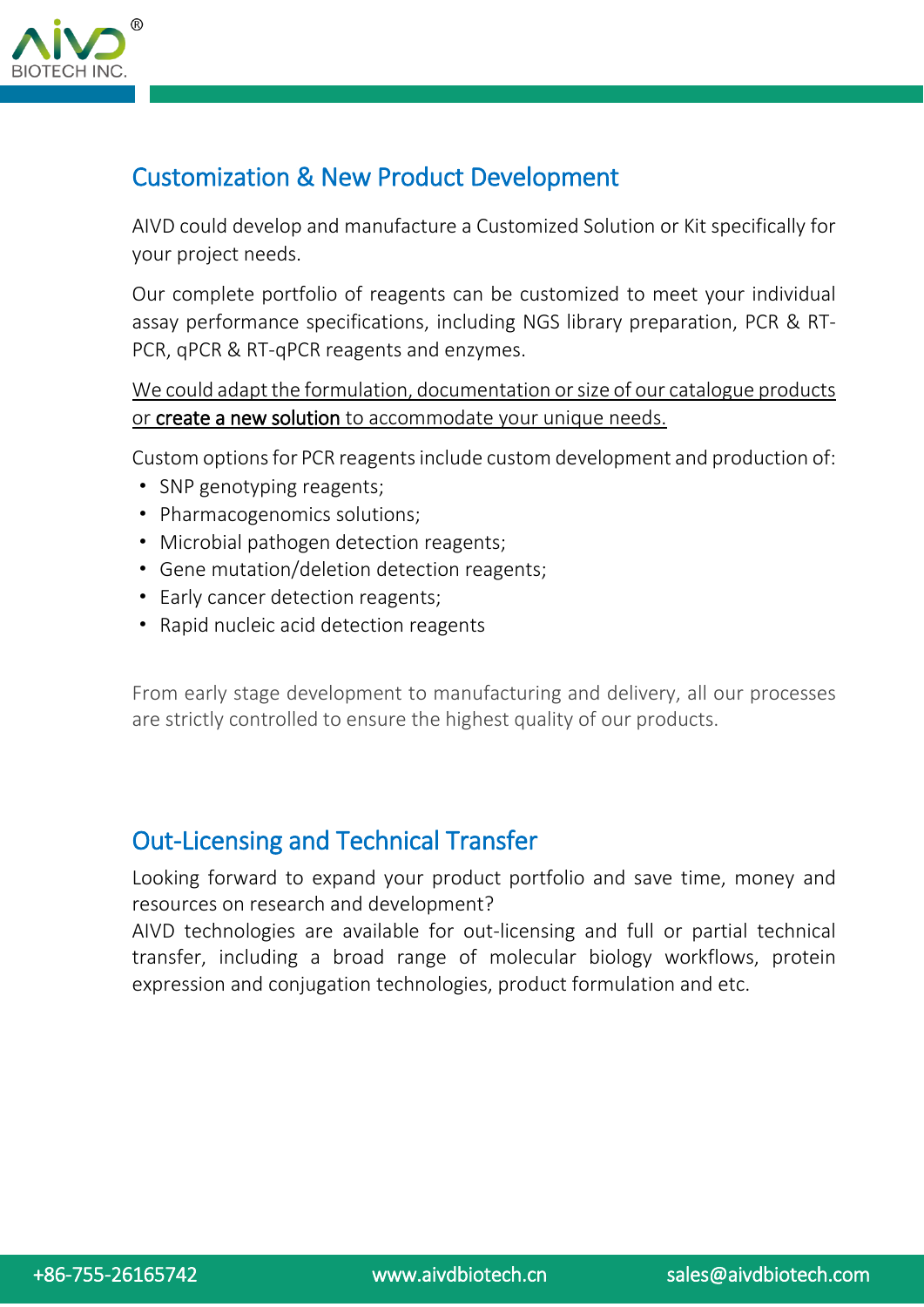## Customization & New Product Development

AIVD could develop and manufacture a Customized Solution or Kit specifically for your project needs.

Our complete portfolio of reagents can be customized to meet your individual assay performance specifications, including NGS library preparation, PCR & RT-PCR, qPCR & RT-qPCR reagents and enzymes.

<u>We could adapt the formulation, documentation or size of our catalogue products or **create a new solution** to accommodate your unique needs.</u>

Custom options for PCR reagents include custom development and production of:

- SNP genotyping reagents;
- Pharmacogenomics solutions;
- Microbial pathogen detection reagents;
- Gene mutation/deletion detection reagents;
- Early cancer detection reagents;
- Rapid nucleic acid detection reagents

From early stage development to manufacturing and delivery, all our processes are strictly controlled to ensure the highest quality of our products.

## Out-Licensing and Technical Transfer

Looking forward to expand your product portfolio and save time, money and resources on research and development?
AIVD technologies are available for out-licensing and full or partial technical transfer, including a broad range of molecular biology workflows, protein expression and conjugation technologies, product formulation and etc.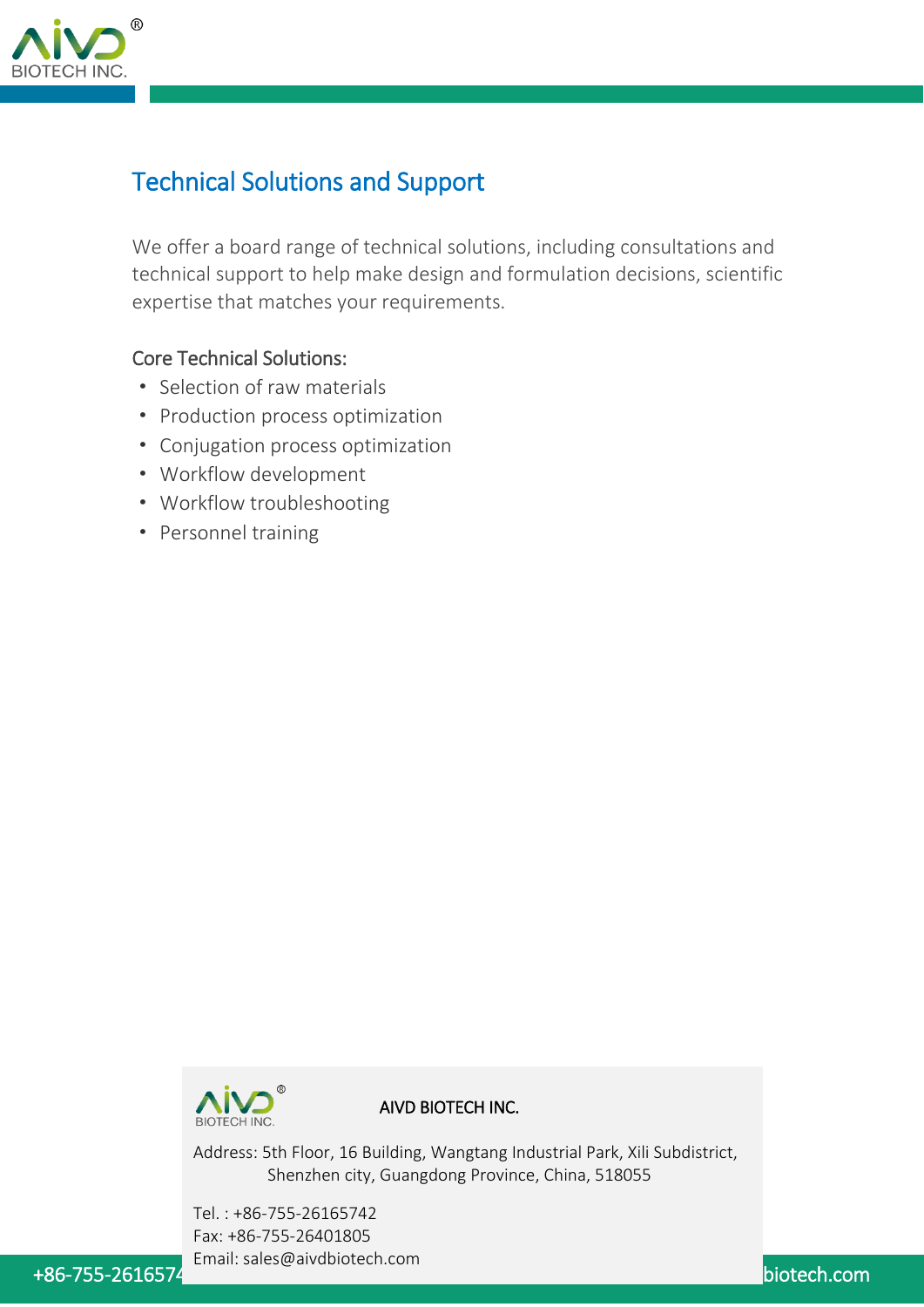## Technical Solutions and Support

We offer a board range of technical solutions, including consultations and technical support to help make design and formulation decisions, scientific expertise that matches your requirements.

Core Technical Solutions:

- Selection of raw materials
- Production process optimization
- Conjugation process optimization
- Workflow development
- Workflow troubleshooting
- Personnel training

AIVD BIOTECH INC.

Address: 5th Floor, 16 Building, Wangtang Industrial Park, Xili Subdistrict, Shenzhen city, Guangdong Province, China, 518055

Tel. : +86-755-26165742
Fax: +86-755-26401805
Email: sales@aivdbiotech.com